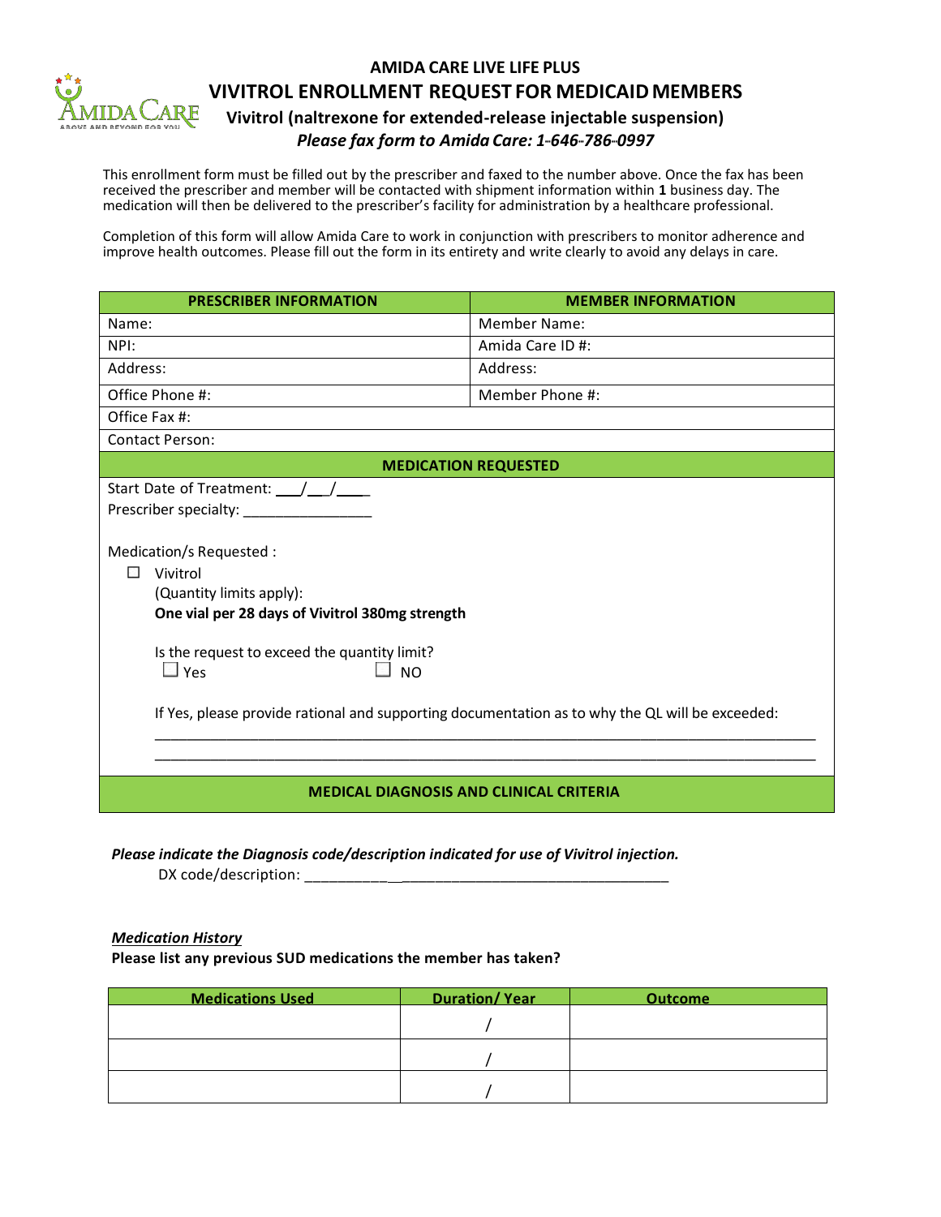# AMIDA CARE LIVE LIFE PLUS

## VIVITROL ENROLLMENT REQUEST FOR MEDICAID MEMBERS

### Vivitrol (naltrexone for extended-release injectable suspension)

***Please fax form to Amida Care: 1-646-786-0997***

This enrollment form must be filled out by the prescriber and faxed to the number above. Once the fax has been received the prescriber and member will be contacted with shipment information within **1** business day. The medication will then be delivered to the prescriber's facility for administration by a healthcare professional.

Completion of this form will allow Amida Care to work in conjunction with prescribers to monitor adherence and improve health outcomes. Please fill out the form in its entirety and write clearly to avoid any delays in care.

| PRESCRIBER INFORMATION | MEMBER INFORMATION |
|---|---|
| Name: | Member Name: |
| NPI: | Amida Care ID #: |
| Address: | Address: |
| Office Phone #: | Member Phone #: |
| Office Fax #: | |
| Contact Person: | |

**MEDICATION REQUESTED**

Start Date of Treatment: ___/___/____

Prescriber specialty: ________________

Medication/s Requested :

☐ Vivitrol
(Quantity limits apply):
**One vial per 28 days of Vivitrol 380mg strength**

Is the request to exceed the quantity limit?
☐ Yes ☐ NO

If Yes, please provide rational and supporting documentation as to why the QL will be exceeded:

________________________________________________________________________________________

________________________________________________________________________________________

**MEDICAL DIAGNOSIS AND CLINICAL CRITERIA**

***Please indicate the Diagnosis code/description indicated for use of Vivitrol injection.***

DX code/description: ____________________________________________

***Medication History***

**Please list any previous SUD medications the member has taken?**

| Medications Used | Duration/ Year | Outcome |
|---|---|---|
| | / | |
| | / | |
| | / | |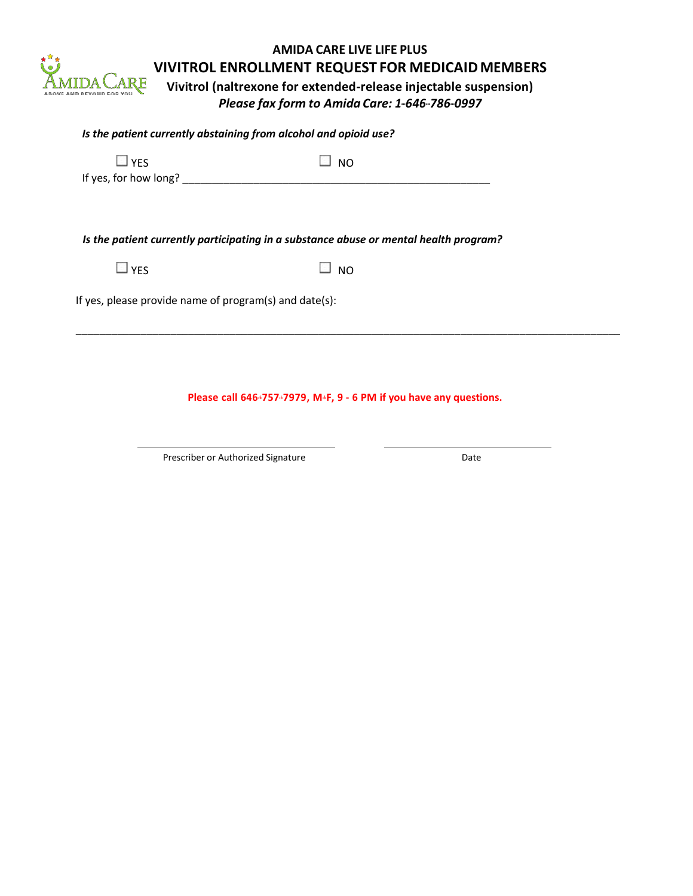# AMIDA CARE LIVE LIFE PLUS

## VIVITROL ENROLLMENT REQUEST FOR MEDICAID MEMBERS

**Vivitrol (naltrexone for extended-release injectable suspension)**

***Please fax form to Amida Care: 1-646-786-0997***

***Is the patient currently abstaining from alcohol and opioid use?***

☐ YES ☐ NO

If yes, for how long? ____________________________________________________

***Is the patient currently participating in a substance abuse or mental health program?***

☐ YES ☐ NO

If yes, please provide name of program(s) and date(s):

______________________________________________________________________________________

**Please call 646-757-7979, M-F, 9 - 6 PM if you have any questions.**

______________________________ ______________________________

Prescriber or Authorized Signature Date